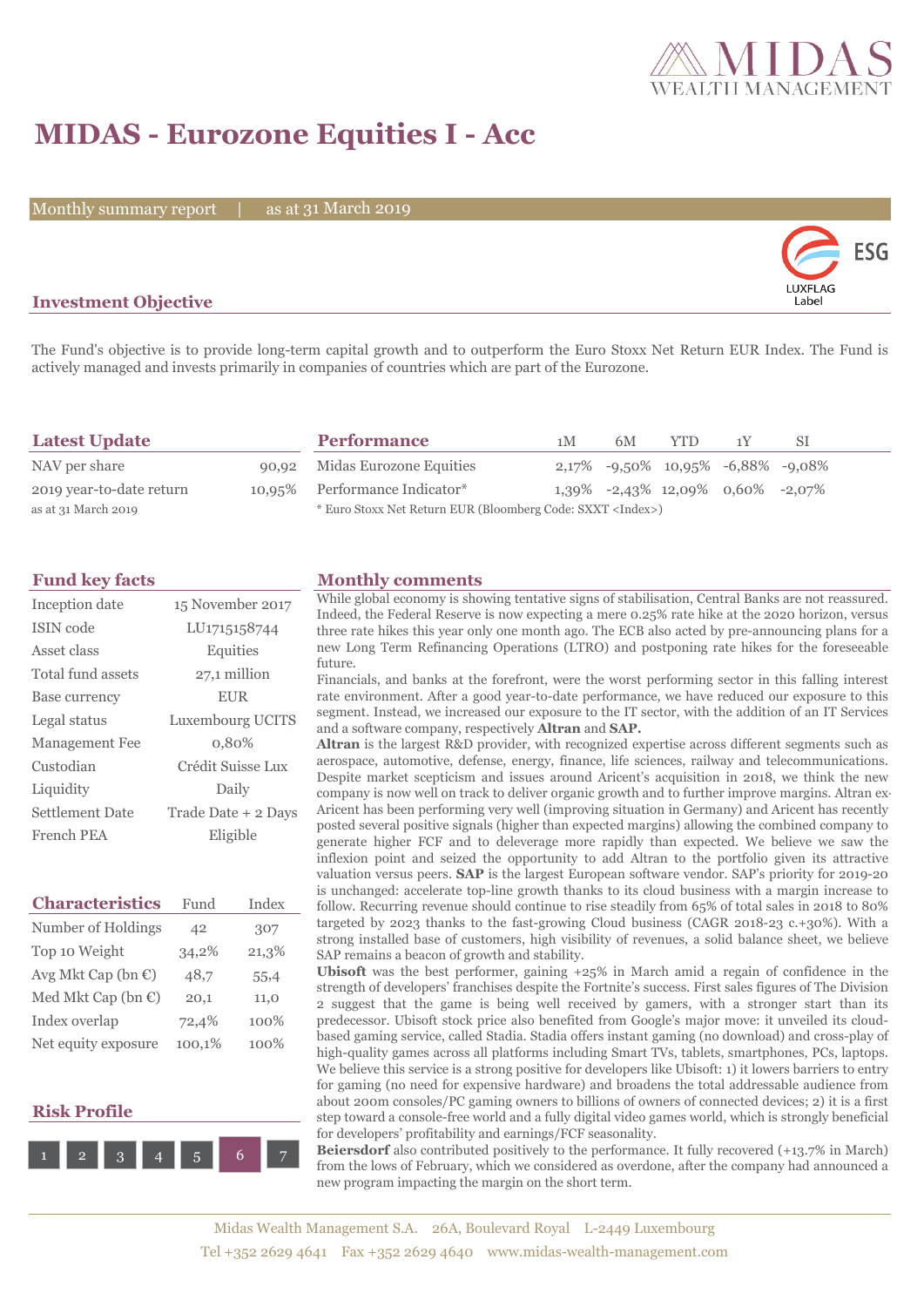# MIDAS - Eurozone Equities I - Acc

Monthly summary report | as at 31 March 2019

## Investment Objective

The Fund's objective is to provide long-term capital growth and to outperform the Euro Stoxx Net Return EUR Index. The Fund is actively managed and invests primarily in companies of countries which are part of the Eurozone.

## Latest Update

| | |
|---|---|
| NAV per share | 90,92 |
| 2019 year-to-date return | 10,95% |

as at 31 March 2019

## Performance

| | 1M | 6M | YTD | 1Y | SI |
|---|---|---|---|---|---|
| Midas Eurozone Equities | 2,17% | -9,50% | 10,95% | -6,88% | -9,08% |
| Performance Indicator* | 1,39% | -2,43% | 12,09% | 0,60% | -2,07% |

* Euro Stoxx Net Return EUR (Bloomberg Code: SXXT <Index>)

## Fund key facts

| | |
|---|---|
| Inception date | 15 November 2017 |
| ISIN code | LU1715158744 |
| Asset class | Equities |
| Total fund assets | 27,1 million |
| Base currency | EUR |
| Legal status | Luxembourg UCITS |
| Management Fee | 0,80% |
| Custodian | Crédit Suisse Lux |
| Liquidity | Daily |
| Settlement Date | Trade Date + 2 Days |
| French PEA | Eligible |

## Characteristics

| | Fund | Index |
|---|---|---|
| Number of Holdings | 42 | 307 |
| Top 10 Weight | 34,2% | 21,3% |
| Avg Mkt Cap (bn €) | 48,7 | 55,4 |
| Med Mkt Cap (bn €) | 20,1 | 11,0 |
| Index overlap | 72,4% | 100% |
| Net equity exposure | 100,1% | 100% |

## Risk Profile

1 2 3 4 5 **6** 7

## Monthly comments

While global economy is showing tentative signs of stabilisation, Central Banks are not reassured. Indeed, the Federal Reserve is now expecting a mere 0.25% rate hike at the 2020 horizon, versus three rate hikes this year only one month ago. The ECB also acted by pre-announcing plans for a new Long Term Refinancing Operations (LTRO) and postponing rate hikes for the foreseeable future.

Financials, and banks at the forefront, were the worst performing sector in this falling interest rate environment. After a good year-to-date performance, we have reduced our exposure to this segment. Instead, we increased our exposure to the IT sector, with the addition of an IT Services and a software company, respectively **Altran** and **SAP.**

**Altran** is the largest R&D provider, with recognized expertise across different segments such as aerospace, automotive, defense, energy, finance, life sciences, railway and telecommunications. Despite market scepticism and issues around Aricent's acquisition in 2018, we think the new company is now well on track to deliver organic growth and to further improve margins. Altran ex-Aricent has been performing very well (improving situation in Germany) and Aricent has recently posted several positive signals (higher than expected margins) allowing the combined company to generate higher FCF and to deleverage more rapidly than expected. We believe we saw the inflexion point and seized the opportunity to add Altran to the portfolio given its attractive valuation versus peers. **SAP** is the largest European software vendor. SAP's priority for 2019-20 is unchanged: accelerate top-line growth thanks to its cloud business with a margin increase to follow. Recurring revenue should continue to rise steadily from 65% of total sales in 2018 to 80% targeted by 2023 thanks to the fast-growing Cloud business (CAGR 2018-23 c.+30%). With a strong installed base of customers, high visibility of revenues, a solid balance sheet, we believe SAP remains a beacon of growth and stability.

**Ubisoft** was the best performer, gaining +25% in March amid a regain of confidence in the strength of developers' franchises despite the Fortnite's success. First sales figures of The Division 2 suggest that the game is being well received by gamers, with a stronger start than its predecessor. Ubisoft stock price also benefited from Google's major move: it unveiled its cloud-based gaming service, called Stadia. Stadia offers instant gaming (no download) and cross-play of high-quality games across all platforms including Smart TVs, tablets, smartphones, PCs, laptops. We believe this service is a strong positive for developers like Ubisoft: 1) it lowers barriers to entry for gaming (no need for expensive hardware) and broadens the total addressable audience from about 200m consoles/PC gaming owners to billions of owners of connected devices; 2) it is a first step toward a console-free world and a fully digital video games world, which is strongly beneficial for developers' profitability and earnings/FCF seasonality.

**Beiersdorf** also contributed positively to the performance. It fully recovered (+13.7% in March) from the lows of February, which we considered as overdone, after the company had announced a new program impacting the margin on the short term.

Midas Wealth Management S.A. 26A, Boulevard Royal L-2449 Luxembourg
Tel +352 2629 4641 Fax +352 2629 4640 www.midas-wealth-management.com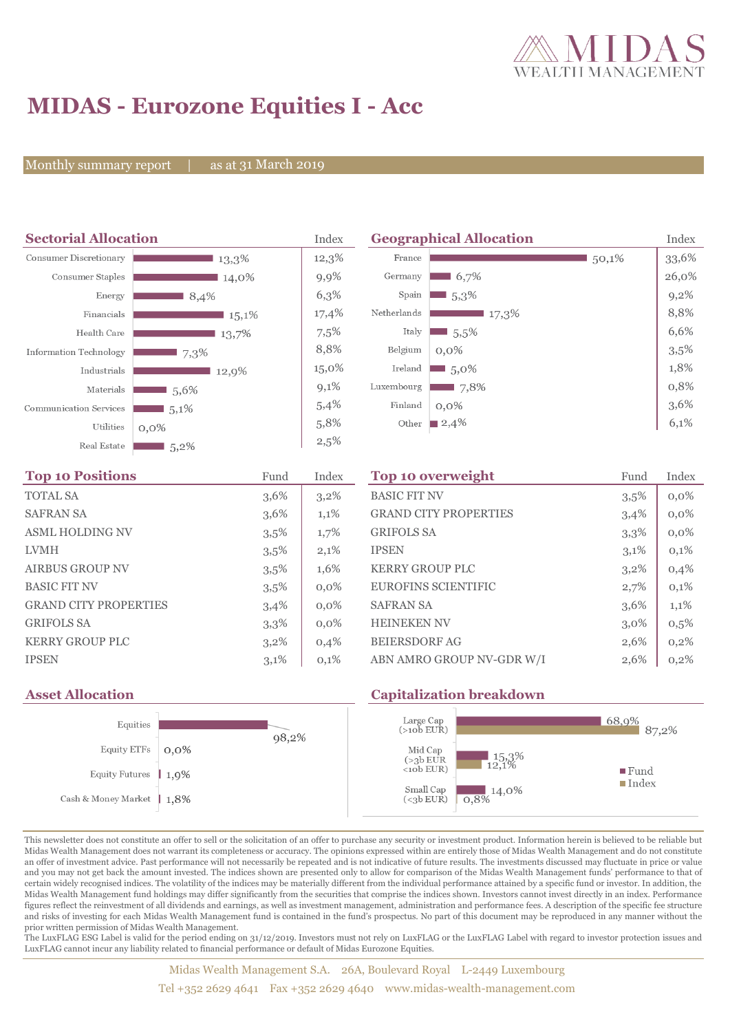# MIDAS - Eurozone Equities I - Acc

Monthly summary report | as at 31 March 2019

## Sectorial Allocation

Index

Consumer Discretionary 13,3% 12,3%
Consumer Staples 14,0% 9,9%
Energy 8,4% 6,3%
Financials 15,1% 17,4%
Health Care 13,7% 7,5%
Information Technology 7,3% 8,8%
Industrials 12,9% 15,0%
Materials 5,6% 9,1%
Communication Services 5,1% 5,4%
Utilities 0,0% 5,8%
Real Estate 5,2% 2,5%

## Geographical Allocation

Index

France 50,1% 33,6%
Germany 6,7% 26,0%
Spain 5,3% 9,2%
Netherlands 17,3% 8,8%
Italy 5,5% 6,6%
Belgium 0,0% 3,5%
Ireland 5,0% 1,8%
Luxembourg 7,8% 0,8%
Finland 0,0% 3,6%
Other 2,4% 6,1%

## Top 10 Positions

| Top 10 Positions | Fund | Index |
|---|---|---|
| TOTAL SA | 3,6% | 3,2% |
| SAFRAN SA | 3,6% | 1,1% |
| ASML HOLDING NV | 3,5% | 1,7% |
| LVMH | 3,5% | 2,1% |
| AIRBUS GROUP NV | 3,5% | 1,6% |
| BASIC FIT NV | 3,5% | 0,0% |
| GRAND CITY PROPERTIES | 3,4% | 0,0% |
| GRIFOLS SA | 3,3% | 0,0% |
| KERRY GROUP PLC | 3,2% | 0,4% |
| IPSEN | 3,1% | 0,1% |

## Top 10 overweight

| Top 10 overweight | Fund | Index |
|---|---|---|
| BASIC FIT NV | 3,5% | 0,0% |
| GRAND CITY PROPERTIES | 3,4% | 0,0% |
| GRIFOLS SA | 3,3% | 0,0% |
| IPSEN | 3,1% | 0,1% |
| KERRY GROUP PLC | 3,2% | 0,4% |
| EUROFINS SCIENTIFIC | 2,7% | 0,1% |
| SAFRAN SA | 3,6% | 1,1% |
| HEINEKEN NV | 3,0% | 0,5% |
| BEIERSDORF AG | 2,6% | 0,2% |
| ABN AMRO GROUP NV-GDR W/I | 2,6% | 0,2% |

## Asset Allocation

Equities 98,2%
Equity ETFs 0,0%
Equity Futures 1,9%
Cash & Money Market 1,8%

## Capitalization breakdown

Large Cap (>10b EUR) 68,9% 87,2%
Mid Cap (>3b EUR <10b EUR) 15,3% 12,1%
Small Cap (<3b EUR) 14,0% 0,8%

Fund
Index

This newsletter does not constitute an offer to sell or the solicitation of an offer to purchase any security or investment product. Information herein is believed to be reliable but Midas Wealth Management does not warrant its completeness or accuracy. The opinions expressed within are entirely those of Midas Wealth Management and do not constitute an offer of investment advice. Past performance will not necessarily be repeated and is not indicative of future results. The investments discussed may fluctuate in price or value and you may not get back the amount invested. The indices shown are presented only to allow for comparison of the Midas Wealth Management funds' performance to that of certain widely recognised indices. The volatility of the indices may be materially different from the individual performance attained by a specific fund or investor. In addition, the Midas Wealth Management fund holdings may differ significantly from the securities that comprise the indices shown. Investors cannot invest directly in an index. Performance figures reflect the reinvestment of all dividends and earnings, as well as investment management, administration and performance fees. A description of the specific fee structure and risks of investing for each Midas Wealth Management fund is contained in the fund's prospectus. No part of this document may be reproduced in any manner without the prior written permission of Midas Wealth Management.
The LuxFLAG ESG Label is valid for the period ending on 31/12/2019. Investors must not rely on LuxFLAG or the LuxFLAG Label with regard to investor protection issues and LuxFLAG cannot incur any liability related to financial performance or default of Midas Eurozone Equities.

Midas Wealth Management S.A. 26A, Boulevard Royal L-2449 Luxembourg
Tel +352 2629 4641 Fax +352 2629 4640 www.midas-wealth-management.com